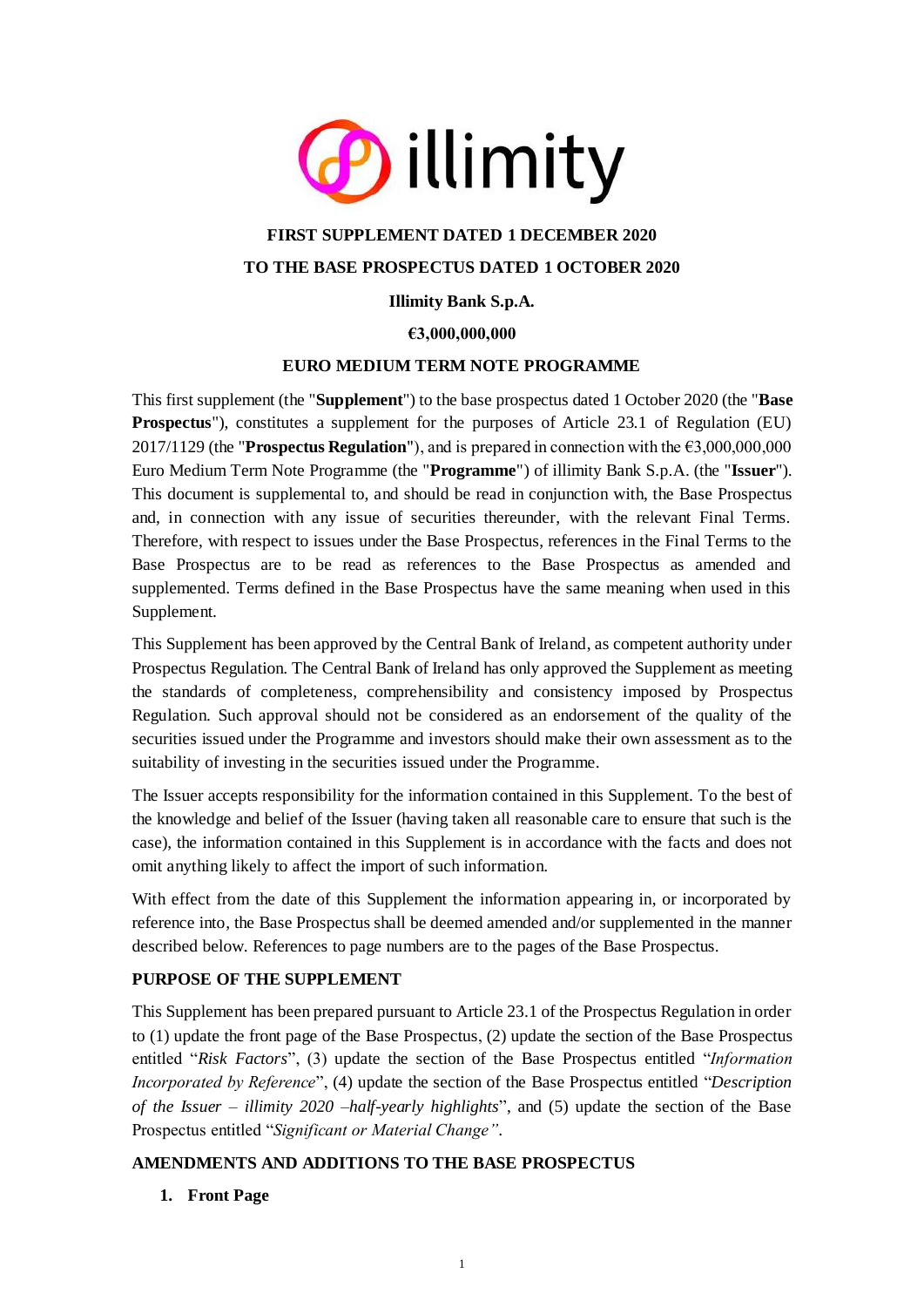illimity

**FIRST SUPPLEMENT DATED 1 DECEMBER 2020**

**TO THE BASE PROSPECTUS DATED 1 OCTOBER 2020**

**Illimity Bank S.p.A.**

**€3,000,000,000**

**EURO MEDIUM TERM NOTE PROGRAMME**

This first supplement (the "**Supplement**") to the base prospectus dated 1 October 2020 (the "**Base Prospectus**"), constitutes a supplement for the purposes of Article 23.1 of Regulation (EU) 2017/1129 (the "**Prospectus Regulation**"), and is prepared in connection with the €3,000,000,000 Euro Medium Term Note Programme (the "**Programme**") of illimity Bank S.p.A. (the "**Issuer**"). This document is supplemental to, and should be read in conjunction with, the Base Prospectus and, in connection with any issue of securities thereunder, with the relevant Final Terms. Therefore, with respect to issues under the Base Prospectus, references in the Final Terms to the Base Prospectus are to be read as references to the Base Prospectus as amended and supplemented. Terms defined in the Base Prospectus have the same meaning when used in this Supplement.

This Supplement has been approved by the Central Bank of Ireland, as competent authority under Prospectus Regulation. The Central Bank of Ireland has only approved the Supplement as meeting the standards of completeness, comprehensibility and consistency imposed by Prospectus Regulation. Such approval should not be considered as an endorsement of the quality of the securities issued under the Programme and investors should make their own assessment as to the suitability of investing in the securities issued under the Programme.

The Issuer accepts responsibility for the information contained in this Supplement. To the best of the knowledge and belief of the Issuer (having taken all reasonable care to ensure that such is the case), the information contained in this Supplement is in accordance with the facts and does not omit anything likely to affect the import of such information.

With effect from the date of this Supplement the information appearing in, or incorporated by reference into, the Base Prospectus shall be deemed amended and/or supplemented in the manner described below. References to page numbers are to the pages of the Base Prospectus.

## PURPOSE OF THE SUPPLEMENT

This Supplement has been prepared pursuant to Article 23.1 of the Prospectus Regulation in order to (1) update the front page of the Base Prospectus, (2) update the section of the Base Prospectus entitled "*Risk Factors*", (3) update the section of the Base Prospectus entitled "*Information Incorporated by Reference*", (4) update the section of the Base Prospectus entitled "*Description of the Issuer – illimity 2020 –half-yearly highlights*", and (5) update the section of the Base Prospectus entitled "*Significant or Material Change".*

## AMENDMENTS AND ADDITIONS TO THE BASE PROSPECTUS

1. **Front Page**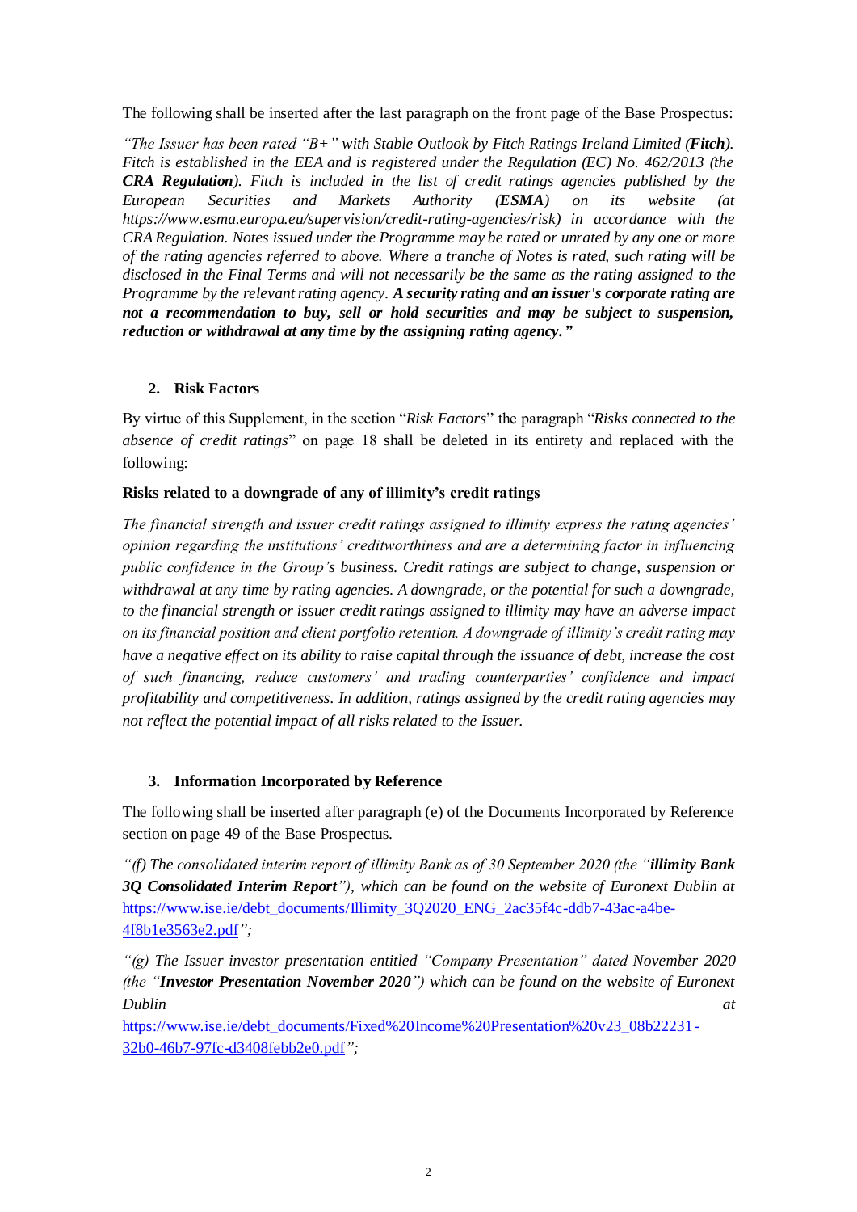The following shall be inserted after the last paragraph on the front page of the Base Prospectus:

*"The Issuer has been rated "B+" with Stable Outlook by Fitch Ratings Ireland Limited (**Fitch**). Fitch is established in the EEA and is registered under the Regulation (EC) No. 462/2013 (the **CRA Regulation**). Fitch is included in the list of credit ratings agencies published by the European Securities and Markets Authority (**ESMA**) on its website (at https://www.esma.europa.eu/supervision/credit-rating-agencies/risk) in accordance with the CRA Regulation. Notes issued under the Programme may be rated or unrated by any one or more of the rating agencies referred to above. Where a tranche of Notes is rated, such rating will be disclosed in the Final Terms and will not necessarily be the same as the rating assigned to the Programme by the relevant rating agency. **A security rating and an issuer's corporate rating are not a recommendation to buy, sell or hold securities and may be subject to suspension, reduction or withdrawal at any time by the assigning rating agency."***

## 2. Risk Factors

By virtue of this Supplement, in the section "*Risk Factors*" the paragraph "*Risks connected to the absence of credit ratings*" on page 18 shall be deleted in its entirety and replaced with the following:

**Risks related to a downgrade of any of illimity's credit ratings**

*The financial strength and issuer credit ratings assigned to illimity express the rating agencies' opinion regarding the institutions' creditworthiness and are a determining factor in influencing public confidence in the Group's business. Credit ratings are subject to change, suspension or withdrawal at any time by rating agencies. A downgrade, or the potential for such a downgrade, to the financial strength or issuer credit ratings assigned to illimity may have an adverse impact on its financial position and client portfolio retention. A downgrade of illimity's credit rating may have a negative effect on its ability to raise capital through the issuance of debt, increase the cost of such financing, reduce customers' and trading counterparties' confidence and impact profitability and competitiveness. In addition, ratings assigned by the credit rating agencies may not reflect the potential impact of all risks related to the Issuer.*

## 3. Information Incorporated by Reference

The following shall be inserted after paragraph (e) of the Documents Incorporated by Reference section on page 49 of the Base Prospectus.

*"(f) The consolidated interim report of illimity Bank as of 30 September 2020 (the "**illimity Bank 3Q Consolidated Interim Report**"), which can be found on the website of Euronext Dublin at* https://www.ise.ie/debt_documents/Illimity_3Q2020_ENG_2ac35f4c-ddb7-43ac-a4be-4f8b1e3563e2.pdf*";*

*"(g) The Issuer investor presentation entitled "Company Presentation" dated November 2020 (the "**Investor Presentation November 2020**") which can be found on the website of Euronext Dublin at* https://www.ise.ie/debt_documents/Fixed%20Income%20Presentation%20v23_08b22231-32b0-46b7-97fc-d3408febb2e0.pdf*";*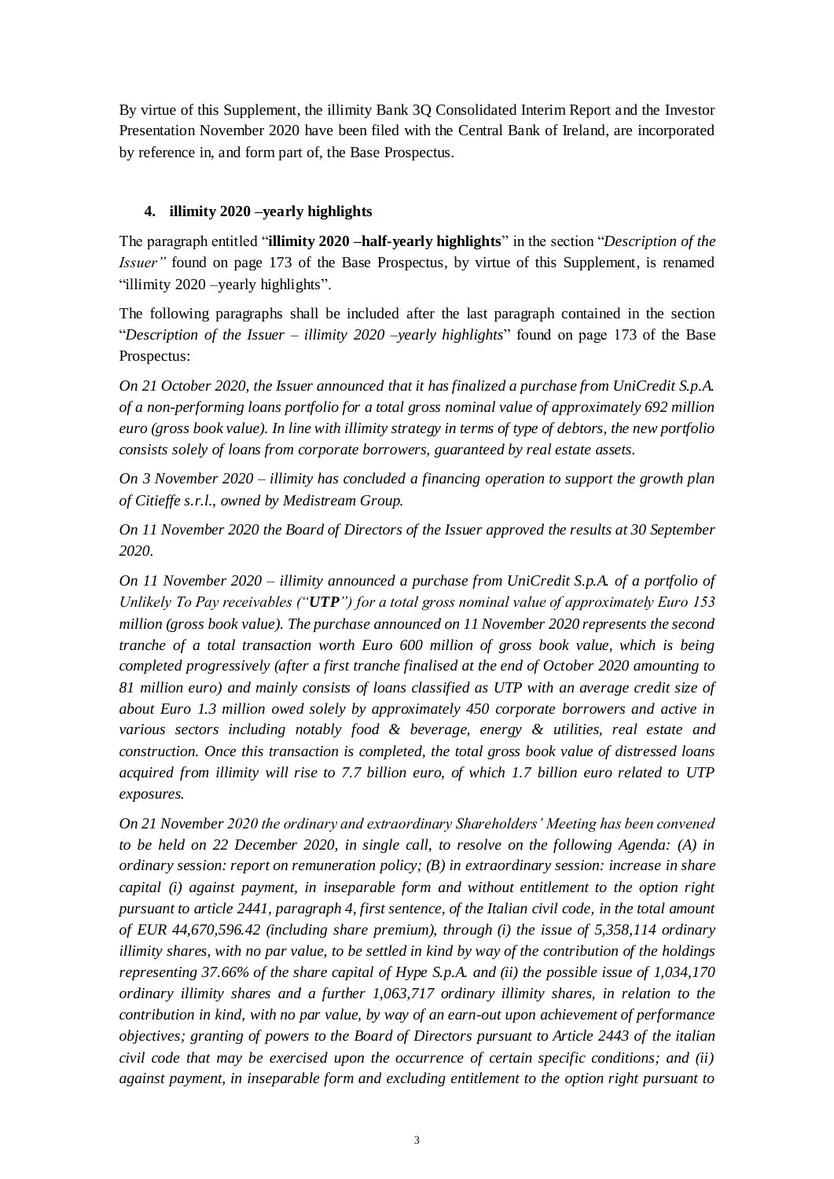By virtue of this Supplement, the illimity Bank 3Q Consolidated Interim Report and the Investor Presentation November 2020 have been filed with the Central Bank of Ireland, are incorporated by reference in, and form part of, the Base Prospectus.

## 4. illimity 2020 –yearly highlights

The paragraph entitled "**illimity 2020 –half-yearly highlights**" in the section "*Description of the Issuer"* found on page 173 of the Base Prospectus, by virtue of this Supplement, is renamed "illimity 2020 –yearly highlights".

The following paragraphs shall be included after the last paragraph contained in the section "*Description of the Issuer – illimity 2020 –yearly highlights*" found on page 173 of the Base Prospectus:

*On 21 October 2020, the Issuer announced that it has finalized a purchase from UniCredit S.p.A. of a non-performing loans portfolio for a total gross nominal value of approximately 692 million euro (gross book value). In line with illimity strategy in terms of type of debtors, the new portfolio consists solely of loans from corporate borrowers, guaranteed by real estate assets.*

*On 3 November 2020 – illimity has concluded a financing operation to support the growth plan of Citieffe s.r.l., owned by Medistream Group.*

*On 11 November 2020 the Board of Directors of the Issuer approved the results at 30 September 2020.*

*On 11 November 2020 – illimity announced a purchase from UniCredit S.p.A. of a portfolio of Unlikely To Pay receivables ("**UTP**") for a total gross nominal value of approximately Euro 153 million (gross book value). The purchase announced on 11 November 2020 represents the second tranche of a total transaction worth Euro 600 million of gross book value, which is being completed progressively (after a first tranche finalised at the end of October 2020 amounting to 81 million euro) and mainly consists of loans classified as UTP with an average credit size of about Euro 1.3 million owed solely by approximately 450 corporate borrowers and active in various sectors including notably food & beverage, energy & utilities, real estate and construction. Once this transaction is completed, the total gross book value of distressed loans acquired from illimity will rise to 7.7 billion euro, of which 1.7 billion euro related to UTP exposures.*

*On 21 November 2020 the ordinary and extraordinary Shareholders' Meeting has been convened to be held on 22 December 2020, in single call, to resolve on the following Agenda: (A) in ordinary session: report on remuneration policy; (B) in extraordinary session: increase in share capital (i) against payment, in inseparable form and without entitlement to the option right pursuant to article 2441, paragraph 4, first sentence, of the Italian civil code, in the total amount of EUR 44,670,596.42 (including share premium), through (i) the issue of 5,358,114 ordinary illimity shares, with no par value, to be settled in kind by way of the contribution of the holdings representing 37.66% of the share capital of Hype S.p.A. and (ii) the possible issue of 1,034,170 ordinary illimity shares and a further 1,063,717 ordinary illimity shares, in relation to the contribution in kind, with no par value, by way of an earn-out upon achievement of performance objectives; granting of powers to the Board of Directors pursuant to Article 2443 of the italian civil code that may be exercised upon the occurrence of certain specific conditions; and (ii) against payment, in inseparable form and excluding entitlement to the option right pursuant to*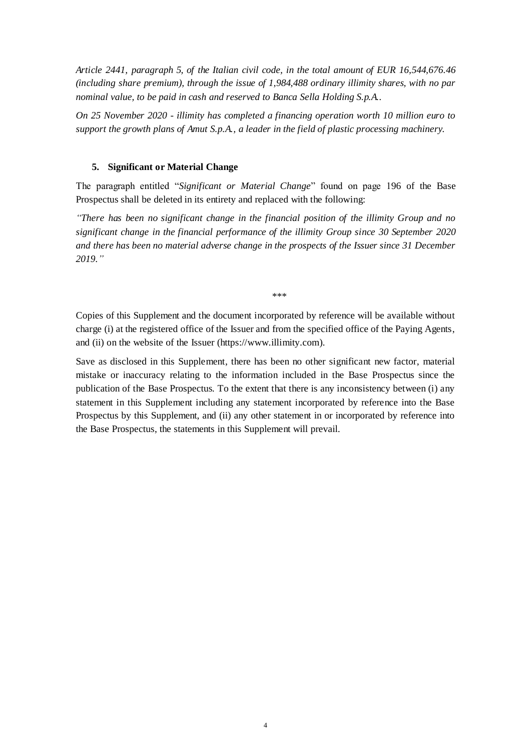*Article 2441, paragraph 5, of the Italian civil code, in the total amount of EUR 16,544,676.46 (including share premium), through the issue of 1,984,488 ordinary illimity shares, with no par nominal value, to be paid in cash and reserved to Banca Sella Holding S.p.A..*

*On 25 November 2020 - illimity has completed a financing operation worth 10 million euro to support the growth plans of Amut S.p.A., a leader in the field of plastic processing machinery.*

### 5. Significant or Material Change

The paragraph entitled "*Significant or Material Change*" found on page 196 of the Base Prospectus shall be deleted in its entirety and replaced with the following:

*"There has been no significant change in the financial position of the illimity Group and no significant change in the financial performance of the illimity Group since 30 September 2020 and there has been no material adverse change in the prospects of the Issuer since 31 December 2019."*

\*\*\*

Copies of this Supplement and the document incorporated by reference will be available without charge (i) at the registered office of the Issuer and from the specified office of the Paying Agents, and (ii) on the website of the Issuer (https://www.illimity.com).

Save as disclosed in this Supplement, there has been no other significant new factor, material mistake or inaccuracy relating to the information included in the Base Prospectus since the publication of the Base Prospectus. To the extent that there is any inconsistency between (i) any statement in this Supplement including any statement incorporated by reference into the Base Prospectus by this Supplement, and (ii) any other statement in or incorporated by reference into the Base Prospectus, the statements in this Supplement will prevail.